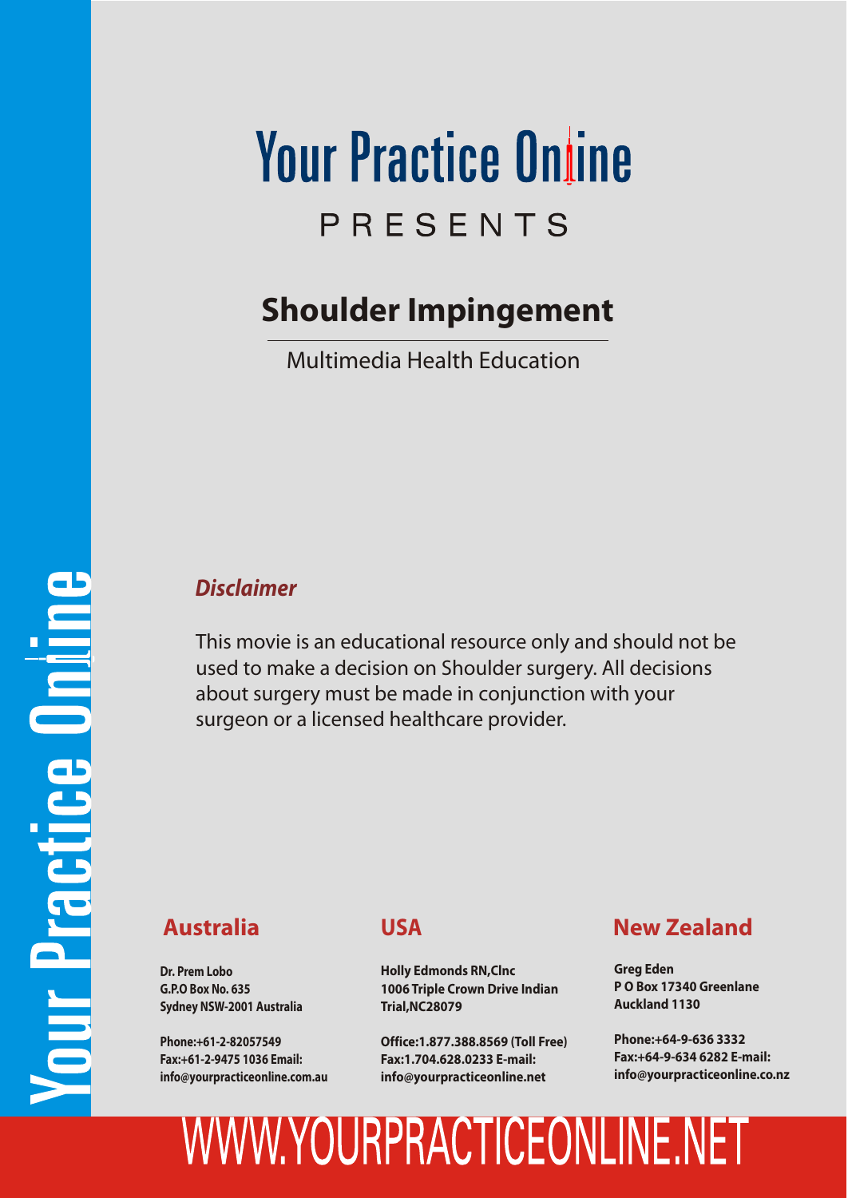# Your Practice Online

PRESENTS

## Shoulder Impingement

Multimedia Health Education

***Disclaimer***

This movie is an educational resource only and should not be used to make a decision on Shoulder surgery. All decisions about surgery must be made in conjunction with your surgeon or a licensed healthcare provider.

### Australia

**Dr. Prem Lobo**
**G.P.O Box No. 635**
**Sydney NSW-2001 Australia**

**Phone:+61-2-82057549**
**Fax:+61-2-9475 1036 Email:**
**info@yourpracticeonline.com.au**

### USA

**Holly Edmonds RN,Clnc**
**1006 Triple Crown Drive Indian Trial,NC28079**

**Office:1.877.388.8569 (Toll Free)**
**Fax:1.704.628.0233 E-mail:**
**info@yourpracticeonline.net**

### New Zealand

**Greg Eden**
**P O Box 17340 Greenlane**
**Auckland 1130**

**Phone:+64-9-636 3332**
**Fax:+64-9-634 6282 E-mail:**
**info@yourpracticeonline.co.nz**

WWW.YOURPRACTICEONLINE.NET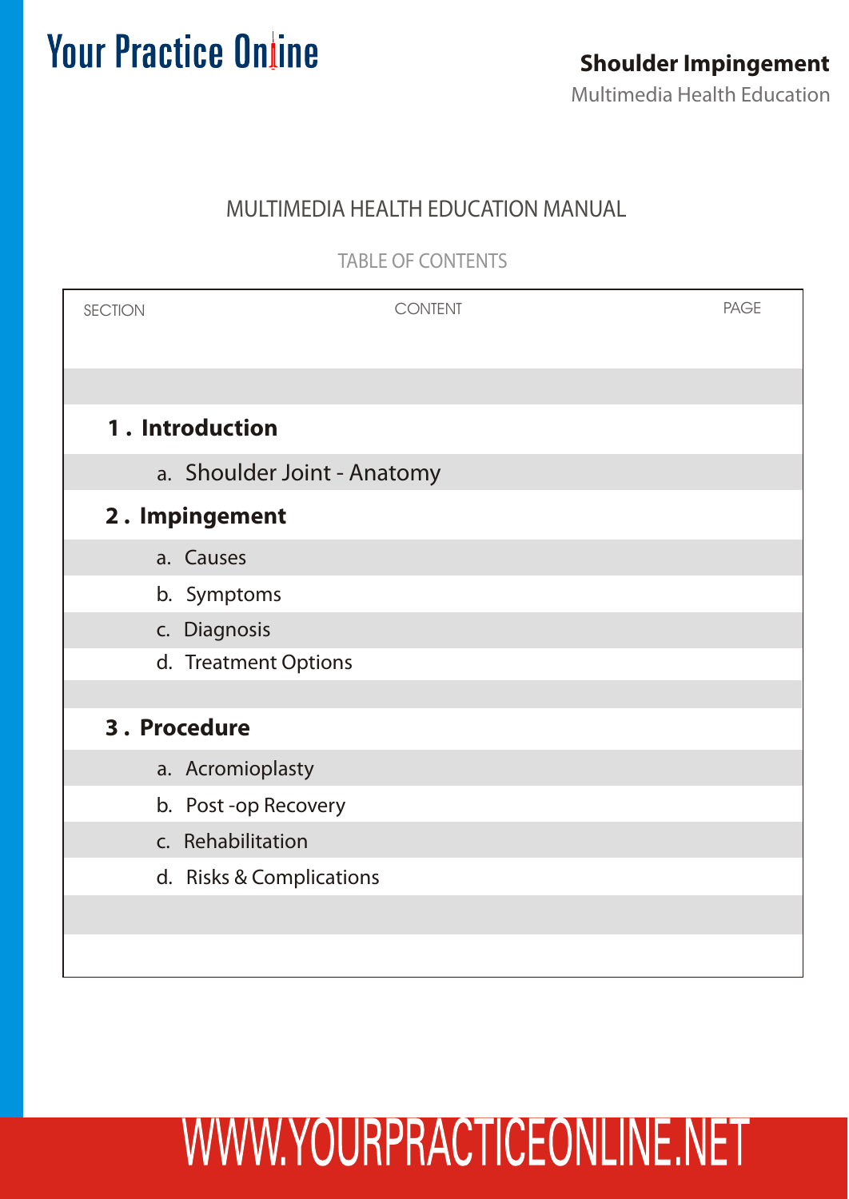# MULTIMEDIA HEALTH EDUCATION MANUAL

## TABLE OF CONTENTS

| SECTION | CONTENT | PAGE |
|---|---|---|
| **1 . Introduction** | | |
| | a. Shoulder Joint - Anatomy | |
| **2 . Impingement** | | |
| | a. Causes | |
| | b. Symptoms | |
| | c. Diagnosis | |
| | d. Treatment Options | |
| **3 . Procedure** | | |
| | a. Acromioplasty | |
| | b. Post -op Recovery | |
| | c. Rehabilitation | |
| | d. Risks & Complications | |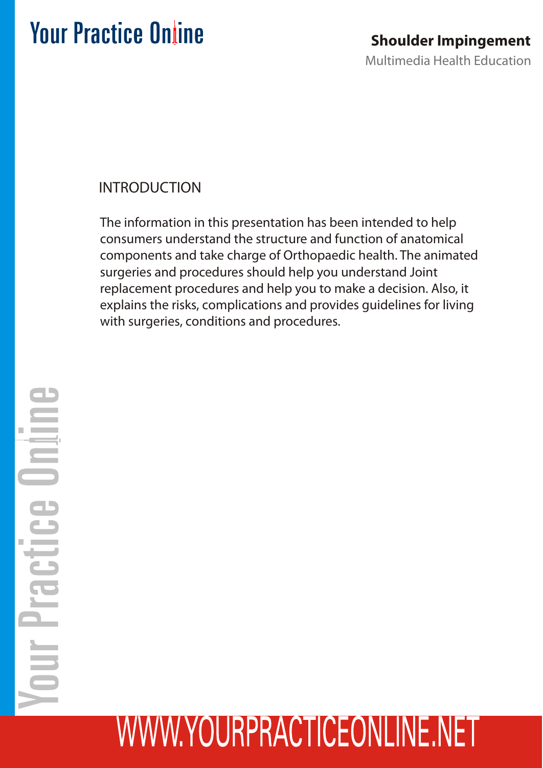## INTRODUCTION

The information in this presentation has been intended to help consumers understand the structure and function of anatomical components and take charge of Orthopaedic health. The animated surgeries and procedures should help you understand Joint replacement procedures and help you to make a decision. Also, it explains the risks, complications and provides guidelines for living with surgeries, conditions and procedures.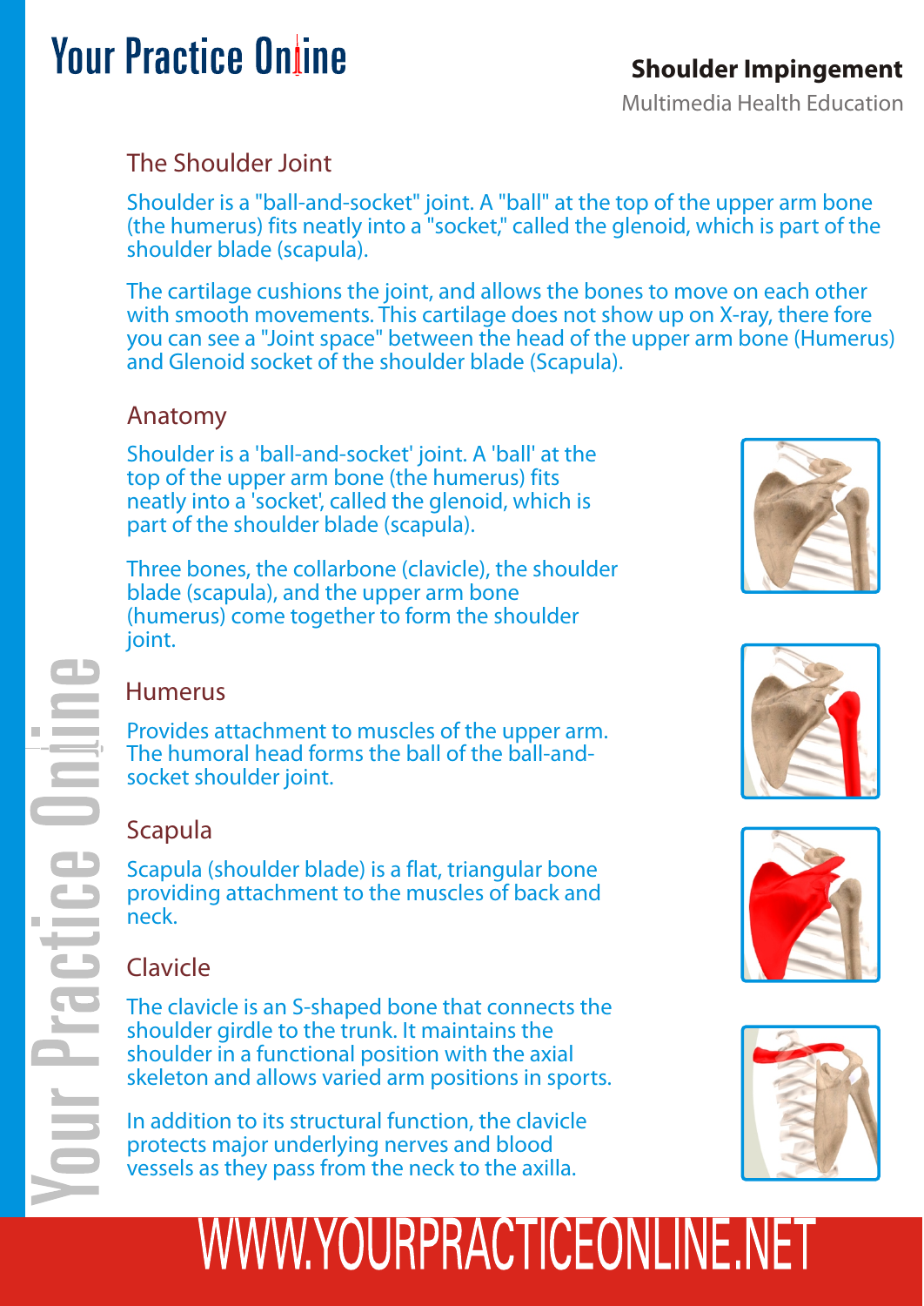## The Shoulder Joint

Shoulder is a "ball-and-socket" joint. A "ball" at the top of the upper arm bone (the humerus) fits neatly into a "socket," called the glenoid, which is part of the shoulder blade (scapula).

The cartilage cushions the joint, and allows the bones to move on each other with smooth movements. This cartilage does not show up on X-ray, there fore you can see a "Joint space" between the head of the upper arm bone (Humerus) and Glenoid socket of the shoulder blade (Scapula).

## Anatomy

Shoulder is a 'ball-and-socket' joint. A 'ball' at the top of the upper arm bone (the humerus) fits neatly into a 'socket', called the glenoid, which is part of the shoulder blade (scapula).

Three bones, the collarbone (clavicle), the shoulder blade (scapula), and the upper arm bone (humerus) come together to form the shoulder joint.

## Humerus

Provides attachment to muscles of the upper arm. The humoral head forms the ball of the ball-and-socket shoulder joint.

## Scapula

Scapula (shoulder blade) is a flat, triangular bone providing attachment to the muscles of back and neck.

## Clavicle

The clavicle is an S-shaped bone that connects the shoulder girdle to the trunk. It maintains the shoulder in a functional position with the axial skeleton and allows varied arm positions in sports.

In addition to its structural function, the clavicle protects major underlying nerves and blood vessels as they pass from the neck to the axilla.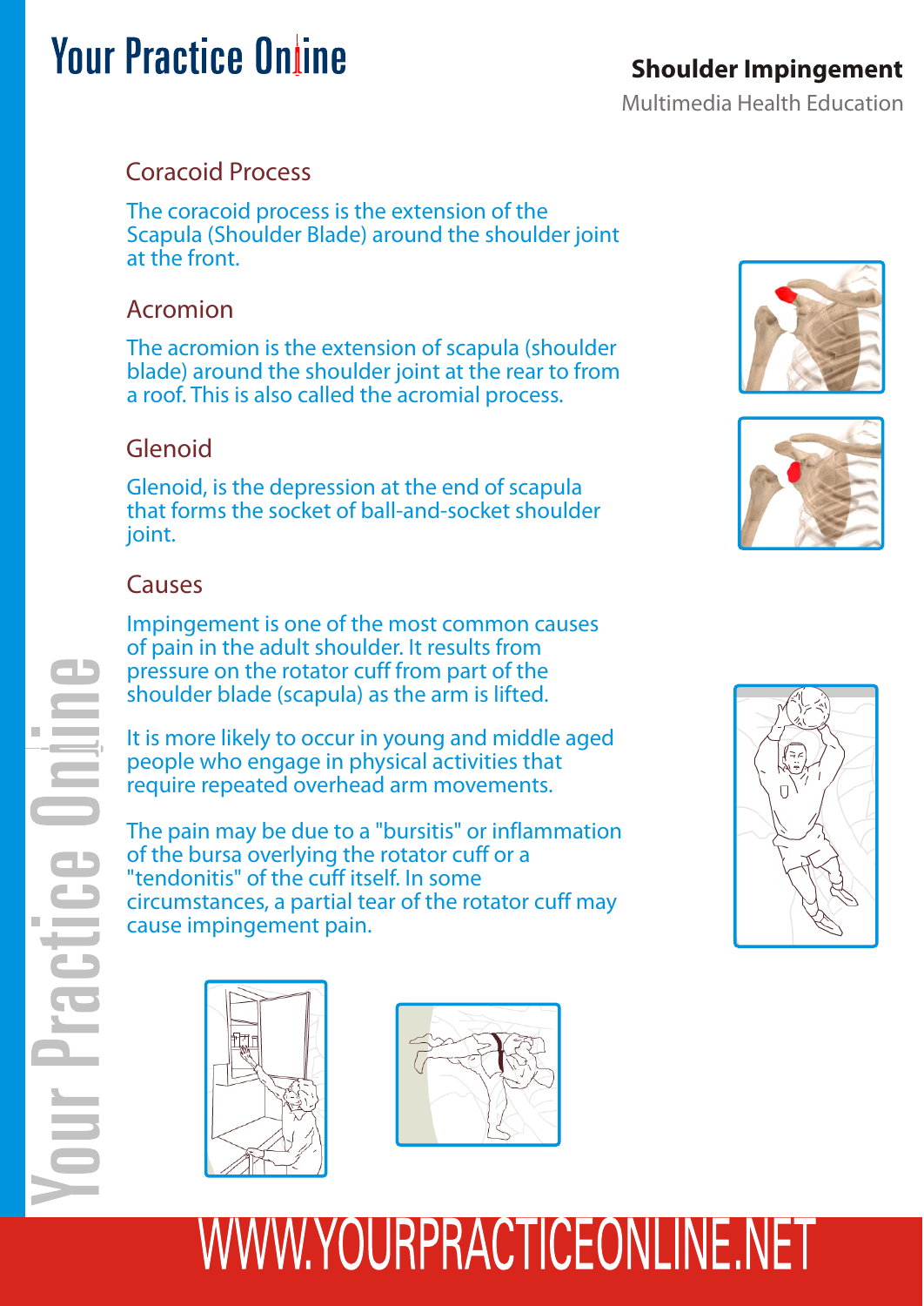## Coracoid Process

The coracoid process is the extension of the Scapula (Shoulder Blade) around the shoulder joint at the front.

## Acromion

The acromion is the extension of scapula (shoulder blade) around the shoulder joint at the rear to from a roof. This is also called the acromial process.

## Glenoid

Glenoid, is the depression at the end of scapula that forms the socket of ball-and-socket shoulder joint.

## Causes

Impingement is one of the most common causes of pain in the adult shoulder. It results from pressure on the rotator cuff from part of the shoulder blade (scapula) as the arm is lifted.

It is more likely to occur in young and middle aged people who engage in physical activities that require repeated overhead arm movements.

The pain may be due to a "bursitis" or inflammation of the bursa overlying the rotator cuff or a "tendonitis" of the cuff itself. In some circumstances, a partial tear of the rotator cuff may cause impingement pain.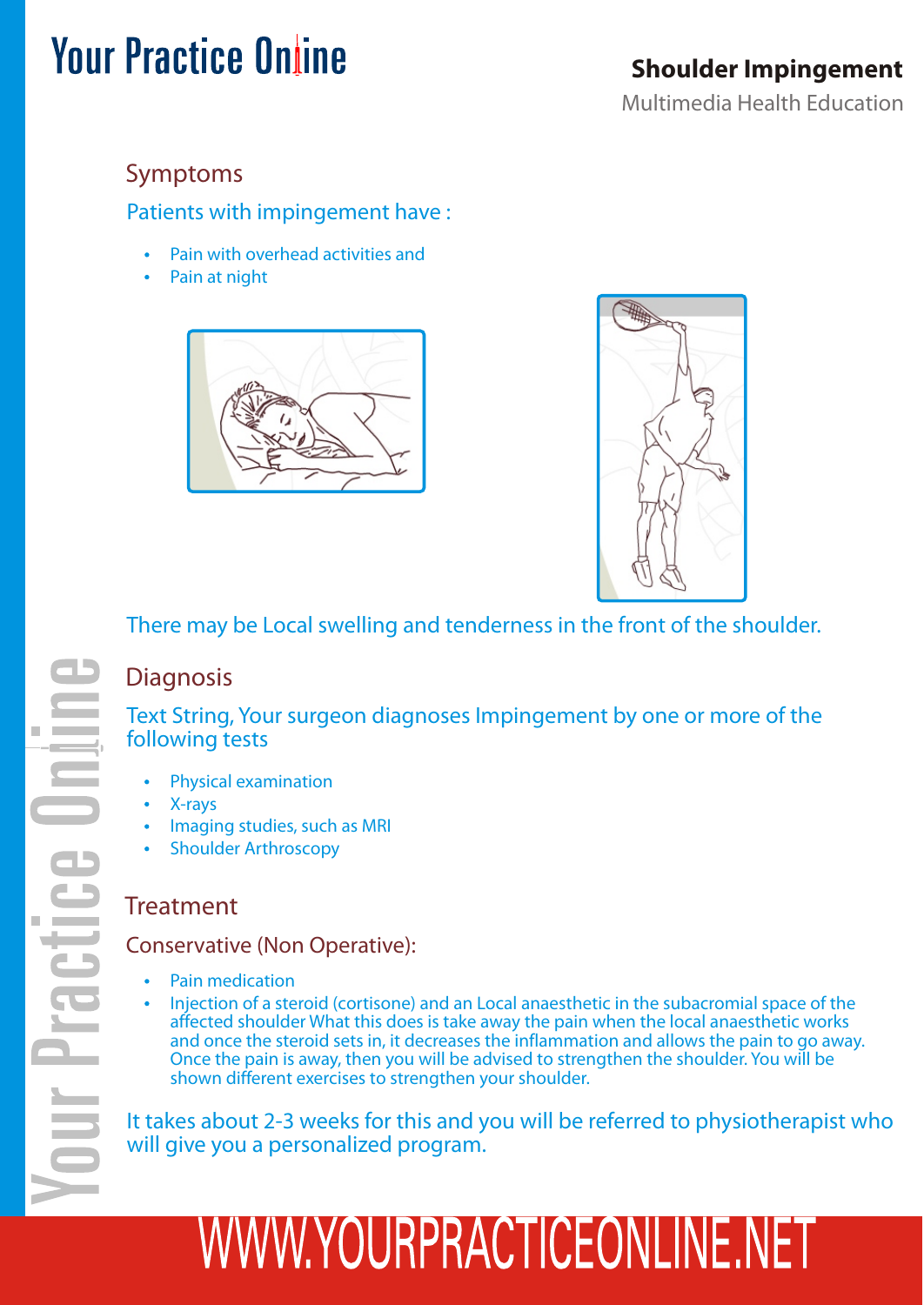## Symptoms

Patients with impingement have :

- Pain with overhead activities and
- Pain at night

There may be Local swelling and tenderness in the front of the shoulder.

## Diagnosis

Text String, Your surgeon diagnoses Impingement by one or more of the following tests

- Physical examination
- X-rays
- Imaging studies, such as MRI
- Shoulder Arthroscopy

## Treatment

### Conservative (Non Operative):

- Pain medication
- Injection of a steroid (cortisone) and an Local anaesthetic in the subacromial space of the affected shoulder What this does is take away the pain when the local anaesthetic works and once the steroid sets in, it decreases the inflammation and allows the pain to go away. Once the pain is away, then you will be advised to strengthen the shoulder. You will be shown different exercises to strengthen your shoulder.

It takes about 2-3 weeks for this and you will be referred to physiotherapist who will give you a personalized program.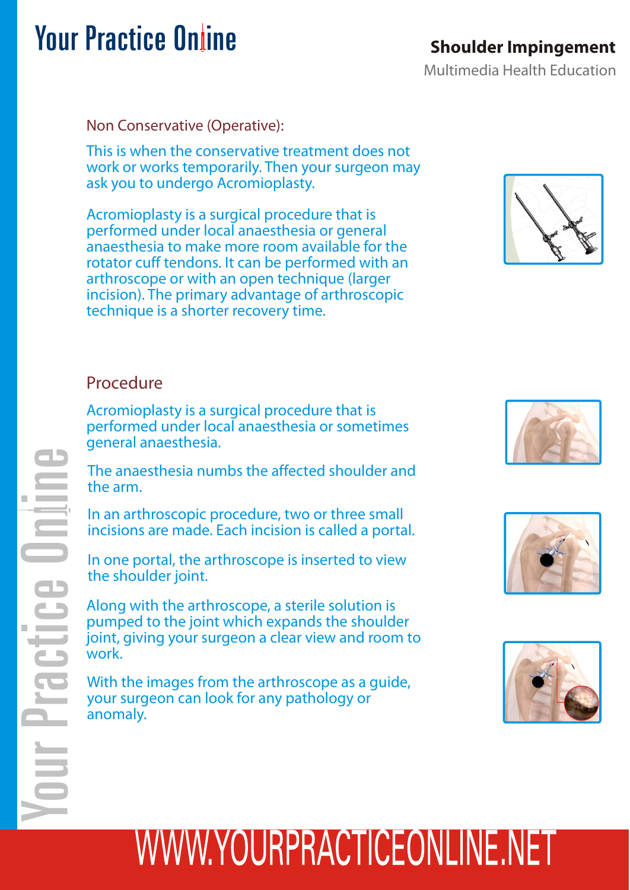## Non Conservative (Operative):

This is when the conservative treatment does not work or works temporarily. Then your surgeon may ask you to undergo Acromioplasty.

Acromioplasty is a surgical procedure that is performed under local anaesthesia or general anaesthesia to make more room available for the rotator cuff tendons. It can be performed with an arthroscope or with an open technique (larger incision). The primary advantage of arthroscopic technique is a shorter recovery time.

## Procedure

Acromioplasty is a surgical procedure that is performed under local anaesthesia or sometimes general anaesthesia.

The anaesthesia numbs the affected shoulder and the arm.

In an arthroscopic procedure, two or three small incisions are made. Each incision is called a portal.

In one portal, the arthroscope is inserted to view the shoulder joint.

Along with the arthroscope, a sterile solution is pumped to the joint which expands the shoulder joint, giving your surgeon a clear view and room to work.

With the images from the arthroscope as a guide, your surgeon can look for any pathology or anomaly.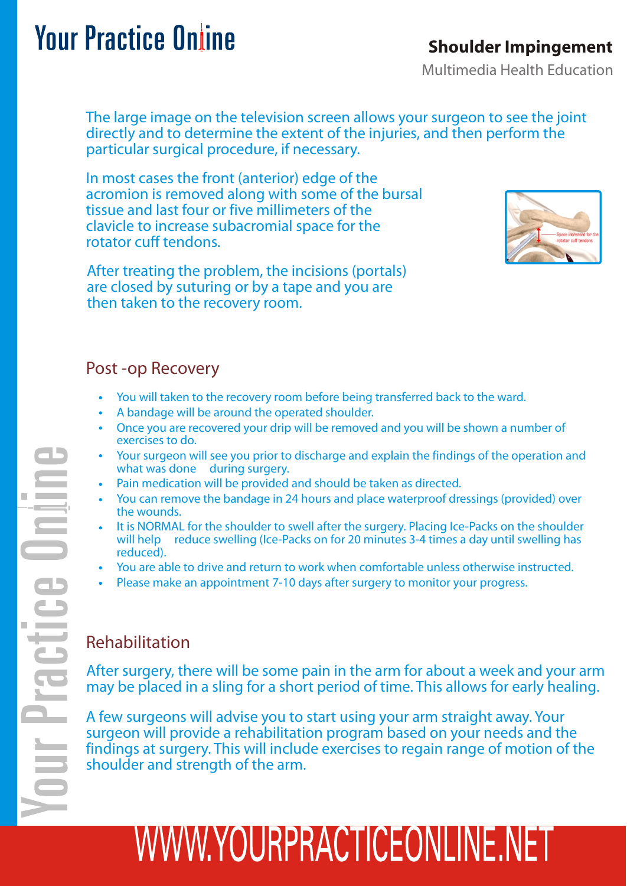The large image on the television screen allows your surgeon to see the joint directly and to determine the extent of the injuries, and then perform the particular surgical procedure, if necessary.

In most cases the front (anterior) edge of the acromion is removed along with some of the bursal tissue and last four or five millimeters of the clavicle to increase subacromial space for the rotator cuff tendons.

After treating the problem, the incisions (portals) are closed by suturing or by a tape and you are then taken to the recovery room.

## Post -op Recovery

- You will taken to the recovery room before being transferred back to the ward.
- A bandage will be around the operated shoulder.
- Once you are recovered your drip will be removed and you will be shown a number of exercises to do.
- Your surgeon will see you prior to discharge and explain the findings of the operation and what was done during surgery.
- Pain medication will be provided and should be taken as directed.
- You can remove the bandage in 24 hours and place waterproof dressings (provided) over the wounds.
- It is NORMAL for the shoulder to swell after the surgery. Placing Ice-Packs on the shoulder will help reduce swelling (Ice-Packs on for 20 minutes 3-4 times a day until swelling has reduced).
- You are able to drive and return to work when comfortable unless otherwise instructed.
- Please make an appointment 7-10 days after surgery to monitor your progress.

## Rehabilitation

After surgery, there will be some pain in the arm for about a week and your arm may be placed in a sling for a short period of time. This allows for early healing.

A few surgeons will advise you to start using your arm straight away. Your surgeon will provide a rehabilitation program based on your needs and the findings at surgery. This will include exercises to regain range of motion of the shoulder and strength of the arm.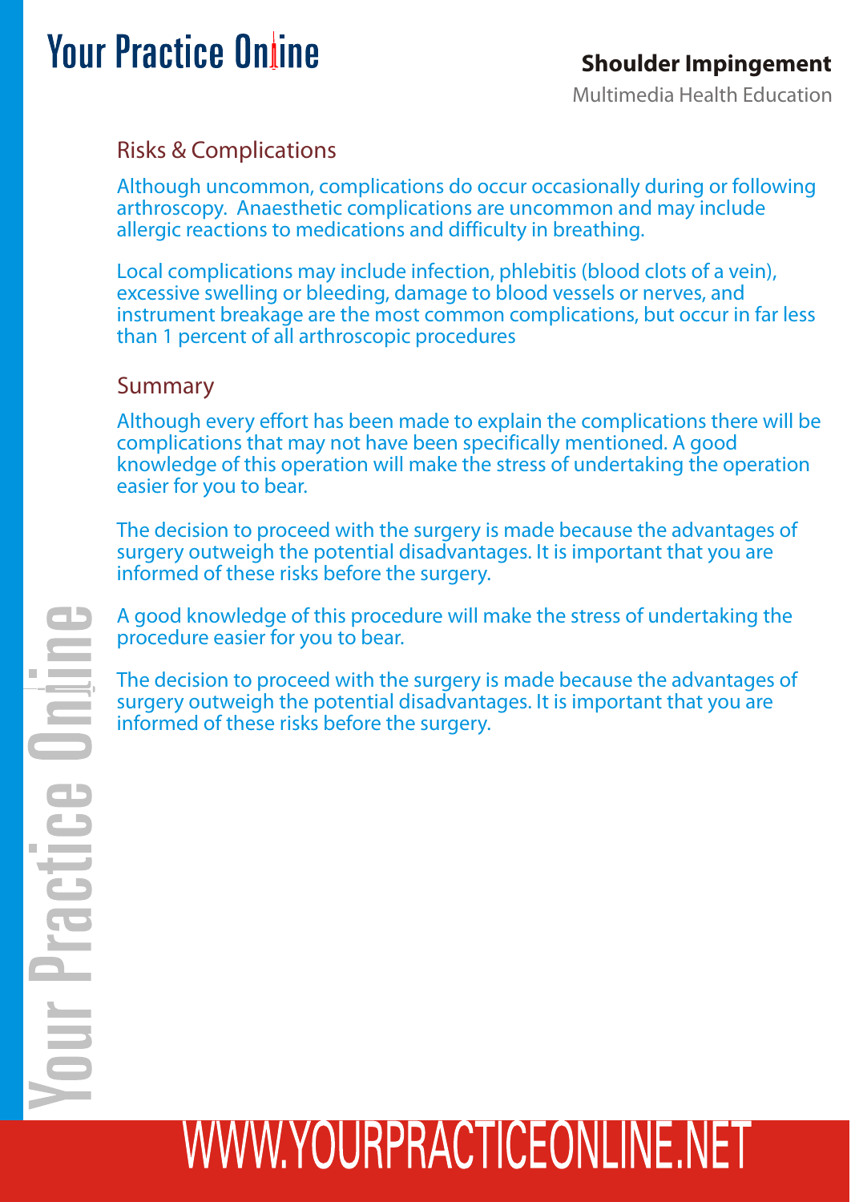## Risks & Complications

Although uncommon, complications do occur occasionally during or following arthroscopy. Anaesthetic complications are uncommon and may include allergic reactions to medications and difficulty in breathing.

Local complications may include infection, phlebitis (blood clots of a vein), excessive swelling or bleeding, damage to blood vessels or nerves, and instrument breakage are the most common complications, but occur in far less than 1 percent of all arthroscopic procedures

## Summary

Although every effort has been made to explain the complications there will be complications that may not have been specifically mentioned. A good knowledge of this operation will make the stress of undertaking the operation easier for you to bear.

The decision to proceed with the surgery is made because the advantages of surgery outweigh the potential disadvantages. It is important that you are informed of these risks before the surgery.

A good knowledge of this procedure will make the stress of undertaking the procedure easier for you to bear.

The decision to proceed with the surgery is made because the advantages of surgery outweigh the potential disadvantages. It is important that you are informed of these risks before the surgery.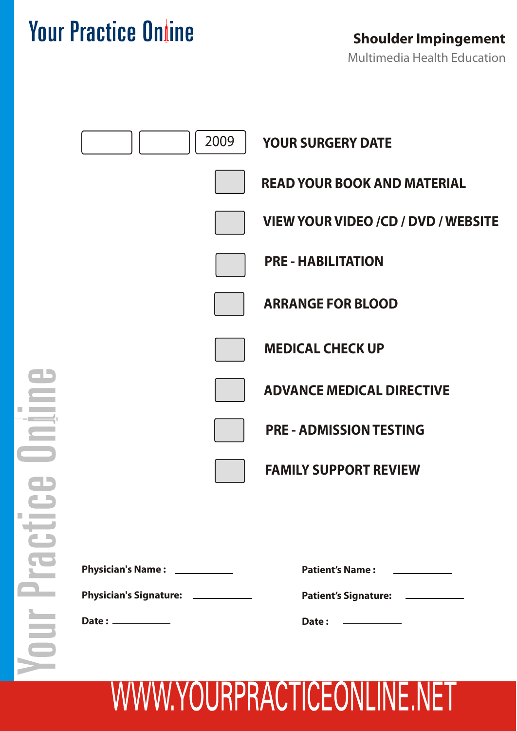# Your Practice Online

**Shoulder Impingement**

Multimedia Health Education

| | | | |
|---|---|---|---|
| ____ | ____ | 2009 | **YOUR SURGERY DATE** |

- ☐ **READ YOUR BOOK AND MATERIAL**
- ☐ **VIEW YOUR VIDEO /CD / DVD / WEBSITE**
- ☐ **PRE - HABILITATION**
- ☐ **ARRANGE FOR BLOOD**
- ☐ **MEDICAL CHECK UP**
- ☐ **ADVANCE MEDICAL DIRECTIVE**
- ☐ **PRE - ADMISSION TESTING**
- ☐ **FAMILY SUPPORT REVIEW**

**Physician's Name :** ____________

**Physician's Signature:** ____________

**Date :** ____________

**Patient's Name :** ____________

**Patient's Signature:** ____________

**Date :** ____________

Your Practice Online

WWW.YOURPRACTICEONLINE.NET